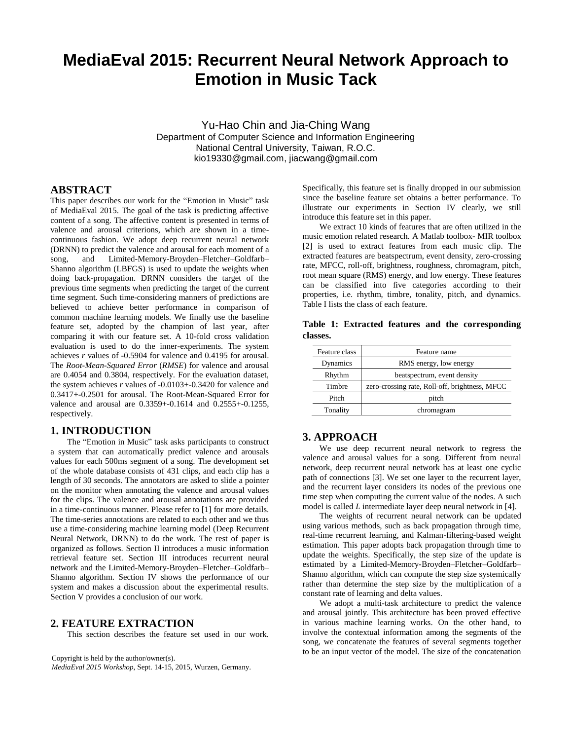# MediaEval 2015: Recurrent Neural Network Approach to Emotion in Music Tack

Yu-Hao Chin and Jia-Ching Wang
Department of Computer Science and Information Engineering
National Central University, Taiwan, R.O.C.
kio19330@gmail.com, jiacwang@gmail.com

## ABSTRACT

This paper describes our work for the "Emotion in Music" task of MediaEval 2015. The goal of the task is predicting affective content of a song. The affective content is presented in terms of valence and arousal criterions, which are shown in a time-continuous fashion. We adopt deep recurrent neural network (DRNN) to predict the valence and arousal for each moment of a song, and Limited-Memory-Broyden–Fletcher–Goldfarb–Shanno algorithm (LBFGS) is used to update the weights when doing back-propagation. DRNN considers the target of the previous time segments when predicting the target of the current time segment. Such time-considering manners of predictions are believed to achieve better performance in comparison of common machine learning models. We finally use the baseline feature set, adopted by the champion of last year, after comparing it with our feature set. A 10-fold cross validation evaluation is used to do the inner-experiments. The system achieves *r* values of -0.5904 for valence and 0.4195 for arousal. The *Root-Mean-Squared Error* (*RMSE*) for valence and arousal are 0.4054 and 0.3804, respectively. For the evaluation dataset, the system achieves *r* values of -0.0103+-0.3420 for valence and 0.3417+-0.2501 for arousal. The Root-Mean-Squared Error for valence and arousal are 0.3359+-0.1614 and 0.2555+-0.1255, respectively.

## 1. INTRODUCTION

The "Emotion in Music" task asks participants to construct a system that can automatically predict valence and arousals values for each 500ms segment of a song. The development set of the whole database consists of 431 clips, and each clip has a length of 30 seconds. The annotators are asked to slide a pointer on the monitor when annotating the valence and arousal values for the clips. The valence and arousal annotations are provided in a time-continuous manner. Please refer to [1] for more details. The time-series annotations are related to each other and we thus use a time-considering machine learning model (Deep Recurrent Neural Network, DRNN) to do the work. The rest of paper is organized as follows. Section II introduces a music information retrieval feature set. Section III introduces recurrent neural network and the Limited-Memory-Broyden–Fletcher–Goldfarb–Shanno algorithm. Section IV shows the performance of our system and makes a discussion about the experimental results. Section V provides a conclusion of our work.

## 2. FEATURE EXTRACTION

This section describes the feature set used in our work. Specifically, this feature set is finally dropped in our submission since the baseline feature set obtains a better performance. To illustrate our experiments in Section IV clearly, we still introduce this feature set in this paper.

We extract 10 kinds of features that are often utilized in the music emotion related research. A Matlab toolbox- MIR toolbox [2] is used to extract features from each music clip. The extracted features are beatspectrum, event density, zero-crossing rate, MFCC, roll-off, brightness, roughness, chromagram, pitch, root mean square (RMS) energy, and low energy. These features can be classified into five categories according to their properties, i.e. rhythm, timbre, tonality, pitch, and dynamics. Table I lists the class of each feature.

**Table 1: Extracted features and the corresponding classes.**

| Feature class | Feature name |
|---|---|
| Dynamics | RMS energy, low energy |
| Rhythm | beatspectrum, event density |
| Timbre | zero-crossing rate, Roll-off, brightness, MFCC |
| Pitch | pitch |
| Tonality | chromagram |

## 3. APPROACH

We use deep recurrent neural network to regress the valence and arousal values for a song. Different from neural network, deep recurrent neural network has at least one cyclic path of connections [3]. We set one layer to the recurrent layer, and the recurrent layer considers its nodes of the previous one time step when computing the current value of the nodes. A such model is called *L* intermediate layer deep neural network in [4].

The weights of recurrent neural network can be updated using various methods, such as back propagation through time, real-time recurrent learning, and Kalman-filtering-based weight estimation. This paper adopts back propagation through time to update the weights. Specifically, the step size of the update is estimated by a Limited-Memory-Broyden–Fletcher–Goldfarb–Shanno algorithm, which can compute the step size systemically rather than determine the step size by the multiplication of a constant rate of learning and delta values.

We adopt a multi-task architecture to predict the valence and arousal jointly. This architecture has been proved effective in various machine learning works. On the other hand, to involve the contextual information among the segments of the song, we concatenate the features of several segments together to be an input vector of the model. The size of the concatenation

Copyright is held by the author/owner(s).
*MediaEval 2015 Workshop*, Sept. 14-15, 2015, Wurzen, Germany.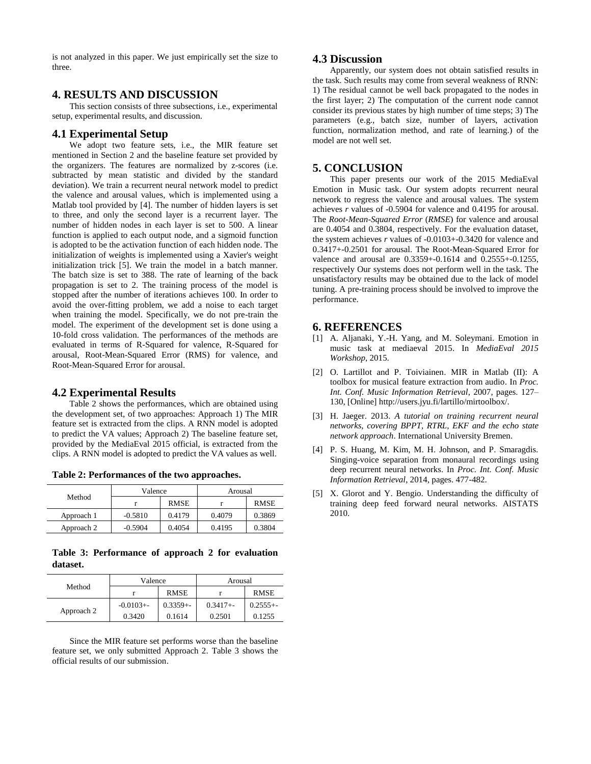is not analyzed in this paper. We just empirically set the size to three.

# 4. RESULTS AND DISCUSSION

This section consists of three subsections, i.e., experimental setup, experimental results, and discussion.

## 4.1 Experimental Setup

We adopt two feature sets, i.e., the MIR feature set mentioned in Section 2 and the baseline feature set provided by the organizers. The features are normalized by z-scores (i.e. subtracted by mean statistic and divided by the standard deviation). We train a recurrent neural network model to predict the valence and arousal values, which is implemented using a Matlab tool provided by [4]. The number of hidden layers is set to three, and only the second layer is a recurrent layer. The number of hidden nodes in each layer is set to 500. A linear function is applied to each output node, and a sigmoid function is adopted to be the activation function of each hidden node. The initialization of weights is implemented using a Xavier's weight initialization trick [5]. We train the model in a batch manner. The batch size is set to 388. The rate of learning of the back propagation is set to 2. The training process of the model is stopped after the number of iterations achieves 100. In order to avoid the over-fitting problem, we add a noise to each target when training the model. Specifically, we do not pre-train the model. The experiment of the development set is done using a 10-fold cross validation. The performances of the methods are evaluated in terms of R-Squared for valence, R-Squared for arousal, Root-Mean-Squared Error (RMS) for valence, and Root-Mean-Squared Error for arousal.

## 4.2 Experimental Results

Table 2 shows the performances, which are obtained using the development set, of two approaches: Approach 1) The MIR feature set is extracted from the clips. A RNN model is adopted to predict the VA values; Approach 2) The baseline feature set, provided by the MediaEval 2015 official, is extracted from the clips. A RNN model is adopted to predict the VA values as well.

**Table 2: Performances of the two approaches.**

| Method | Valence | | Arousal | |
|---|---|---|---|---|
| | r | RMSE | r | RMSE |
| Approach 1 | -0.5810 | 0.4179 | 0.4079 | 0.3869 |
| Approach 2 | -0.5904 | 0.4054 | 0.4195 | 0.3804 |

**Table 3: Performance of approach 2 for evaluation dataset.**

| Method | Valence | | Arousal | |
|---|---|---|---|---|
| | r | RMSE | r | RMSE |
| Approach 2 | -0.0103+-0.3420 | 0.3359+-0.1614 | 0.3417+-0.2501 | 0.2555+-0.1255 |

Since the MIR feature set performs worse than the baseline feature set, we only submitted Approach 2. Table 3 shows the official results of our submission.

## 4.3 Discussion

Apparently, our system does not obtain satisfied results in the task. Such results may come from several weakness of RNN: 1) The residual cannot be well back propagated to the nodes in the first layer; 2) The computation of the current node cannot consider its previous states by high number of time steps; 3) The parameters (e.g., batch size, number of layers, activation function, normalization method, and rate of learning.) of the model are not well set.

# 5. CONCLUSION

This paper presents our work of the 2015 MediaEval Emotion in Music task. Our system adopts recurrent neural network to regress the valence and arousal values. The system achieves *r* values of -0.5904 for valence and 0.4195 for arousal. The *Root-Mean-Squared Error* (*RMSE*) for valence and arousal are 0.4054 and 0.3804, respectively. For the evaluation dataset, the system achieves *r* values of -0.0103+-0.3420 for valence and 0.3417+-0.2501 for arousal. The Root-Mean-Squared Error for valence and arousal are 0.3359+-0.1614 and 0.2555+-0.1255, respectively Our systems does not perform well in the task. The unsatisfactory results may be obtained due to the lack of model tuning. A pre-training process should be involved to improve the performance.

# 6. REFERENCES

[1] A. Aljanaki, Y.-H. Yang, and M. Soleymani. Emotion in music task at mediaeval 2015. In *MediaEval 2015 Workshop*, 2015.

[2] O. Lartillot and P. Toiviainen. MIR in Matlab (II): A toolbox for musical feature extraction from audio. In *Proc. Int. Conf. Music Information Retrieval*, 2007, pages. 127–130, [Online] http://users.jyu.fi/lartillo/mirtoolbox/.

[3] H. Jaeger. 2013. *A tutorial on training recurrent neural networks, covering BPPT, RTRL, EKF and the echo state network approach*. International University Bremen.

[4] P. S. Huang, M. Kim, M. H. Johnson, and P. Smaragdis. Singing-voice separation from monaural recordings using deep recurrent neural networks. In *Proc. Int. Conf. Music Information Retrieval*, 2014, pages. 477-482.

[5] X. Glorot and Y. Bengio. Understanding the difficulty of training deep feed forward neural networks. AISTATS 2010.